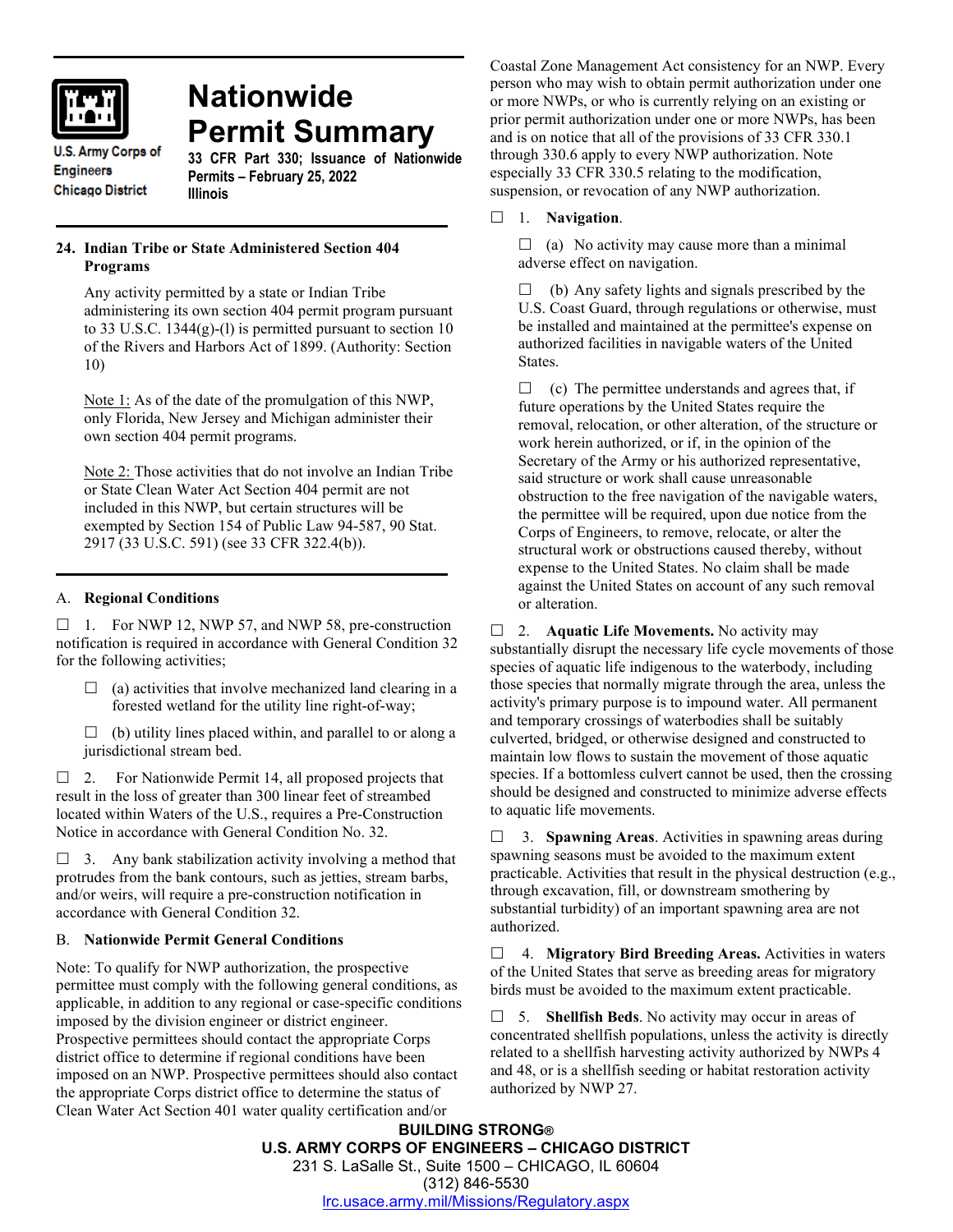# Nationwide Permit Summary

U.S. Army Corps of Engineers
Chicago District

**33 CFR Part 330; Issuance of Nationwide Permits – February 25, 2022**
**Illinois**

**24. Indian Tribe or State Administered Section 404 Programs**

Any activity permitted by a state or Indian Tribe administering its own section 404 permit program pursuant to 33 U.S.C. 1344(g)-(l) is permitted pursuant to section 10 of the Rivers and Harbors Act of 1899. (Authority: Section 10)

Note 1: As of the date of the promulgation of this NWP, only Florida, New Jersey and Michigan administer their own section 404 permit programs.

Note 2: Those activities that do not involve an Indian Tribe or State Clean Water Act Section 404 permit are not included in this NWP, but certain structures will be exempted by Section 154 of Public Law 94-587, 90 Stat. 2917 (33 U.S.C. 591) (see 33 CFR 322.4(b)).

## A. Regional Conditions

☐ 1. For NWP 12, NWP 57, and NWP 58, pre-construction notification is required in accordance with General Condition 32 for the following activities;

☐ (a) activities that involve mechanized land clearing in a forested wetland for the utility line right-of-way;

☐ (b) utility lines placed within, and parallel to or along a jurisdictional stream bed.

☐ 2. For Nationwide Permit 14, all proposed projects that result in the loss of greater than 300 linear feet of streambed located within Waters of the U.S., requires a Pre-Construction Notice in accordance with General Condition No. 32.

☐ 3. Any bank stabilization activity involving a method that protrudes from the bank contours, such as jetties, stream barbs, and/or weirs, will require a pre-construction notification in accordance with General Condition 32.

## B. Nationwide Permit General Conditions

Note: To qualify for NWP authorization, the prospective permittee must comply with the following general conditions, as applicable, in addition to any regional or case-specific conditions imposed by the division engineer or district engineer. Prospective permittees should contact the appropriate Corps district office to determine if regional conditions have been imposed on an NWP. Prospective permittees should also contact the appropriate Corps district office to determine the status of Clean Water Act Section 401 water quality certification and/or Coastal Zone Management Act consistency for an NWP. Every person who may wish to obtain permit authorization under one or more NWPs, or who is currently relying on an existing or prior permit authorization under one or more NWPs, has been and is on notice that all of the provisions of 33 CFR 330.1 through 330.6 apply to every NWP authorization. Note especially 33 CFR 330.5 relating to the modification, suspension, or revocation of any NWP authorization.

☐ 1. **Navigation**.

☐ (a) No activity may cause more than a minimal adverse effect on navigation.

☐ (b) Any safety lights and signals prescribed by the U.S. Coast Guard, through regulations or otherwise, must be installed and maintained at the permittee's expense on authorized facilities in navigable waters of the United States.

☐ (c) The permittee understands and agrees that, if future operations by the United States require the removal, relocation, or other alteration, of the structure or work herein authorized, or if, in the opinion of the Secretary of the Army or his authorized representative, said structure or work shall cause unreasonable obstruction to the free navigation of the navigable waters, the permittee will be required, upon due notice from the Corps of Engineers, to remove, relocate, or alter the structural work or obstructions caused thereby, without expense to the United States. No claim shall be made against the United States on account of any such removal or alteration.

☐ 2. **Aquatic Life Movements.** No activity may substantially disrupt the necessary life cycle movements of those species of aquatic life indigenous to the waterbody, including those species that normally migrate through the area, unless the activity's primary purpose is to impound water. All permanent and temporary crossings of waterbodies shall be suitably culverted, bridged, or otherwise designed and constructed to maintain low flows to sustain the movement of those aquatic species. If a bottomless culvert cannot be used, then the crossing should be designed and constructed to minimize adverse effects to aquatic life movements.

☐ 3. **Spawning Areas**. Activities in spawning areas during spawning seasons must be avoided to the maximum extent practicable. Activities that result in the physical destruction (e.g., through excavation, fill, or downstream smothering by substantial turbidity) of an important spawning area are not authorized.

☐ 4. **Migratory Bird Breeding Areas.** Activities in waters of the United States that serve as breeding areas for migratory birds must be avoided to the maximum extent practicable.

☐ 5. **Shellfish Beds**. No activity may occur in areas of concentrated shellfish populations, unless the activity is directly related to a shellfish harvesting activity authorized by NWPs 4 and 48, or is a shellfish seeding or habitat restoration activity authorized by NWP 27.

**BUILDING STRONG®**
**U.S. ARMY CORPS OF ENGINEERS – CHICAGO DISTRICT**
231 S. LaSalle St., Suite 1500 – CHICAGO, IL 60604
(312) 846-5530
lrc.usace.army.mil/Missions/Regulatory.aspx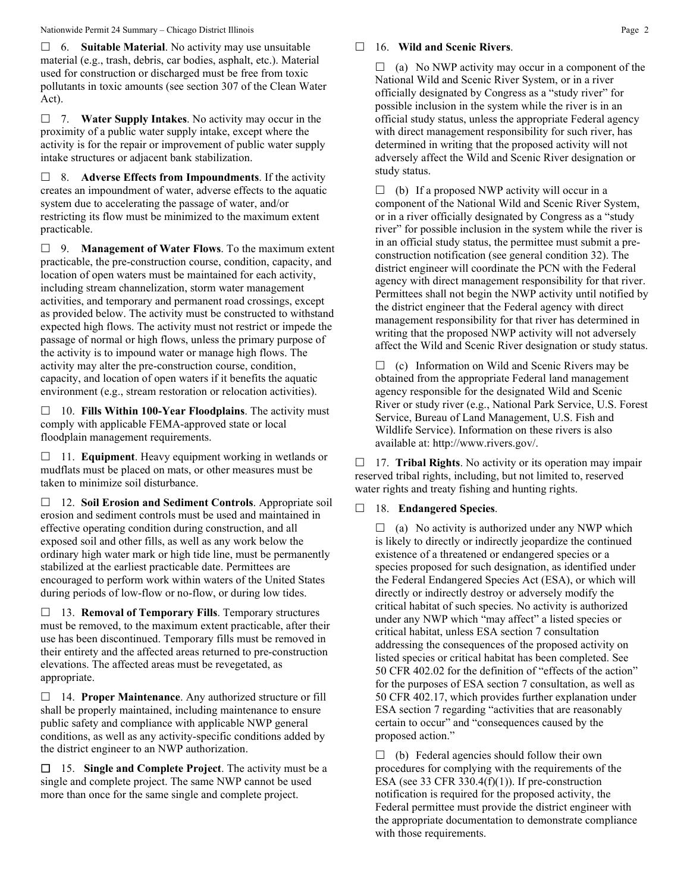☐ 6. **Suitable Material**. No activity may use unsuitable material (e.g., trash, debris, car bodies, asphalt, etc.). Material used for construction or discharged must be free from toxic pollutants in toxic amounts (see section 307 of the Clean Water Act).

☐ 7. **Water Supply Intakes**. No activity may occur in the proximity of a public water supply intake, except where the activity is for the repair or improvement of public water supply intake structures or adjacent bank stabilization.

☐ 8. **Adverse Effects from Impoundments**. If the activity creates an impoundment of water, adverse effects to the aquatic system due to accelerating the passage of water, and/or restricting its flow must be minimized to the maximum extent practicable.

☐ 9. **Management of Water Flows**. To the maximum extent practicable, the pre-construction course, condition, capacity, and location of open waters must be maintained for each activity, including stream channelization, storm water management activities, and temporary and permanent road crossings, except as provided below. The activity must be constructed to withstand expected high flows. The activity must not restrict or impede the passage of normal or high flows, unless the primary purpose of the activity is to impound water or manage high flows. The activity may alter the pre-construction course, condition, capacity, and location of open waters if it benefits the aquatic environment (e.g., stream restoration or relocation activities).

☐ 10. **Fills Within 100-Year Floodplains**. The activity must comply with applicable FEMA-approved state or local floodplain management requirements.

☐ 11. **Equipment**. Heavy equipment working in wetlands or mudflats must be placed on mats, or other measures must be taken to minimize soil disturbance.

☐ 12. **Soil Erosion and Sediment Controls**. Appropriate soil erosion and sediment controls must be used and maintained in effective operating condition during construction, and all exposed soil and other fills, as well as any work below the ordinary high water mark or high tide line, must be permanently stabilized at the earliest practicable date. Permittees are encouraged to perform work within waters of the United States during periods of low-flow or no-flow, or during low tides.

☐ 13. **Removal of Temporary Fills**. Temporary structures must be removed, to the maximum extent practicable, after their use has been discontinued. Temporary fills must be removed in their entirety and the affected areas returned to pre-construction elevations. The affected areas must be revegetated, as appropriate.

☐ 14. **Proper Maintenance**. Any authorized structure or fill shall be properly maintained, including maintenance to ensure public safety and compliance with applicable NWP general conditions, as well as any activity-specific conditions added by the district engineer to an NWP authorization.

☐ 15. **Single and Complete Project**. The activity must be a single and complete project. The same NWP cannot be used more than once for the same single and complete project.

☐ 16. **Wild and Scenic Rivers**.

☐ (a) No NWP activity may occur in a component of the National Wild and Scenic River System, or in a river officially designated by Congress as a "study river" for possible inclusion in the system while the river is in an official study status, unless the appropriate Federal agency with direct management responsibility for such river, has determined in writing that the proposed activity will not adversely affect the Wild and Scenic River designation or study status.

☐ (b) If a proposed NWP activity will occur in a component of the National Wild and Scenic River System, or in a river officially designated by Congress as a "study river" for possible inclusion in the system while the river is in an official study status, the permittee must submit a pre-construction notification (see general condition 32). The district engineer will coordinate the PCN with the Federal agency with direct management responsibility for that river. Permittees shall not begin the NWP activity until notified by the district engineer that the Federal agency with direct management responsibility for that river has determined in writing that the proposed NWP activity will not adversely affect the Wild and Scenic River designation or study status.

☐ (c) Information on Wild and Scenic Rivers may be obtained from the appropriate Federal land management agency responsible for the designated Wild and Scenic River or study river (e.g., National Park Service, U.S. Forest Service, Bureau of Land Management, U.S. Fish and Wildlife Service). Information on these rivers is also available at: http://www.rivers.gov/.

☐ 17. **Tribal Rights**. No activity or its operation may impair reserved tribal rights, including, but not limited to, reserved water rights and treaty fishing and hunting rights.

☐ 18. **Endangered Species**.

☐ (a) No activity is authorized under any NWP which is likely to directly or indirectly jeopardize the continued existence of a threatened or endangered species or a species proposed for such designation, as identified under the Federal Endangered Species Act (ESA), or which will directly or indirectly destroy or adversely modify the critical habitat of such species. No activity is authorized under any NWP which "may affect" a listed species or critical habitat, unless ESA section 7 consultation addressing the consequences of the proposed activity on listed species or critical habitat has been completed. See 50 CFR 402.02 for the definition of "effects of the action" for the purposes of ESA section 7 consultation, as well as 50 CFR 402.17, which provides further explanation under ESA section 7 regarding "activities that are reasonably certain to occur" and "consequences caused by the proposed action."

☐ (b) Federal agencies should follow their own procedures for complying with the requirements of the ESA (see 33 CFR 330.4(f)(1)). If pre-construction notification is required for the proposed activity, the Federal permittee must provide the district engineer with the appropriate documentation to demonstrate compliance with those requirements.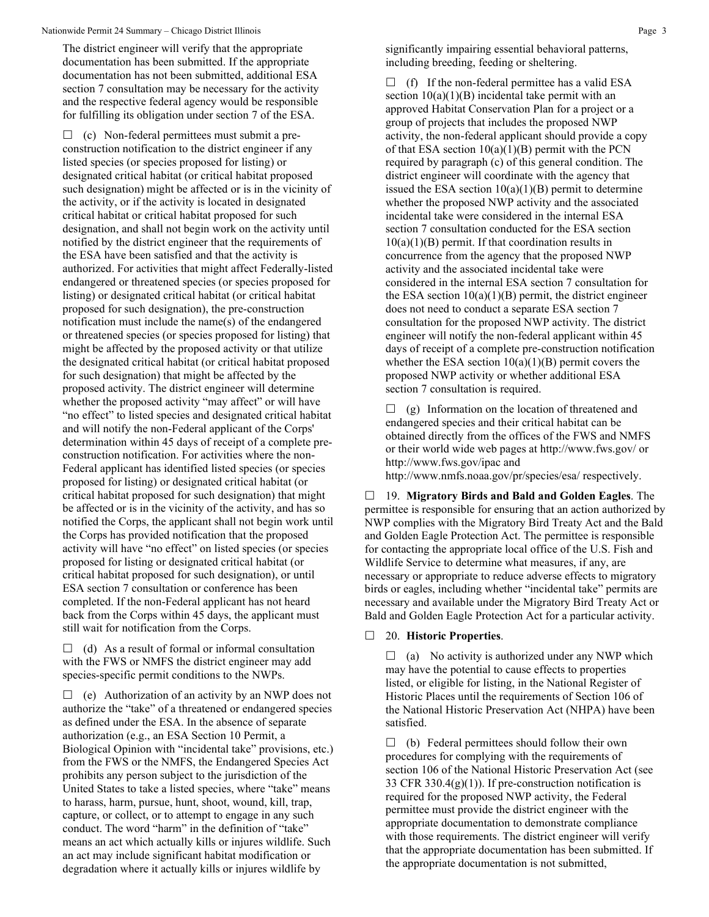The district engineer will verify that the appropriate documentation has been submitted. If the appropriate documentation has not been submitted, additional ESA section 7 consultation may be necessary for the activity and the respective federal agency would be responsible for fulfilling its obligation under section 7 of the ESA.

☐ (c) Non-federal permittees must submit a pre-construction notification to the district engineer if any listed species (or species proposed for listing) or designated critical habitat (or critical habitat proposed such designation) might be affected or is in the vicinity of the activity, or if the activity is located in designated critical habitat or critical habitat proposed for such designation, and shall not begin work on the activity until notified by the district engineer that the requirements of the ESA have been satisfied and that the activity is authorized. For activities that might affect Federally-listed endangered or threatened species (or species proposed for listing) or designated critical habitat (or critical habitat proposed for such designation), the pre-construction notification must include the name(s) of the endangered or threatened species (or species proposed for listing) that might be affected by the proposed activity or that utilize the designated critical habitat (or critical habitat proposed for such designation) that might be affected by the proposed activity. The district engineer will determine whether the proposed activity "may affect" or will have "no effect" to listed species and designated critical habitat and will notify the non-Federal applicant of the Corps' determination within 45 days of receipt of a complete pre-construction notification. For activities where the non-Federal applicant has identified listed species (or species proposed for listing) or designated critical habitat (or critical habitat proposed for such designation) that might be affected or is in the vicinity of the activity, and has so notified the Corps, the applicant shall not begin work until the Corps has provided notification that the proposed activity will have "no effect" on listed species (or species proposed for listing or designated critical habitat (or critical habitat proposed for such designation), or until ESA section 7 consultation or conference has been completed. If the non-Federal applicant has not heard back from the Corps within 45 days, the applicant must still wait for notification from the Corps.

☐ (d) As a result of formal or informal consultation with the FWS or NMFS the district engineer may add species-specific permit conditions to the NWPs.

☐ (e) Authorization of an activity by an NWP does not authorize the "take" of a threatened or endangered species as defined under the ESA. In the absence of separate authorization (e.g., an ESA Section 10 Permit, a Biological Opinion with "incidental take" provisions, etc.) from the FWS or the NMFS, the Endangered Species Act prohibits any person subject to the jurisdiction of the United States to take a listed species, where "take" means to harass, harm, pursue, hunt, shoot, wound, kill, trap, capture, or collect, or to attempt to engage in any such conduct. The word "harm" in the definition of "take" means an act which actually kills or injures wildlife. Such an act may include significant habitat modification or degradation where it actually kills or injures wildlife by significantly impairing essential behavioral patterns, including breeding, feeding or sheltering.

☐ (f) If the non-federal permittee has a valid ESA section 10(a)(1)(B) incidental take permit with an approved Habitat Conservation Plan for a project or a group of projects that includes the proposed NWP activity, the non-federal applicant should provide a copy of that ESA section 10(a)(1)(B) permit with the PCN required by paragraph (c) of this general condition. The district engineer will coordinate with the agency that issued the ESA section 10(a)(1)(B) permit to determine whether the proposed NWP activity and the associated incidental take were considered in the internal ESA section 7 consultation conducted for the ESA section 10(a)(1)(B) permit. If that coordination results in concurrence from the agency that the proposed NWP activity and the associated incidental take were considered in the internal ESA section 7 consultation for the ESA section 10(a)(1)(B) permit, the district engineer does not need to conduct a separate ESA section 7 consultation for the proposed NWP activity. The district engineer will notify the non-federal applicant within 45 days of receipt of a complete pre-construction notification whether the ESA section 10(a)(1)(B) permit covers the proposed NWP activity or whether additional ESA section 7 consultation is required.

☐ (g) Information on the location of threatened and endangered species and their critical habitat can be obtained directly from the offices of the FWS and NMFS or their world wide web pages at http://www.fws.gov/ or http://www.fws.gov/ipac and http://www.nmfs.noaa.gov/pr/species/esa/ respectively.

☐ 19. **Migratory Birds and Bald and Golden Eagles**. The permittee is responsible for ensuring that an action authorized by NWP complies with the Migratory Bird Treaty Act and the Bald and Golden Eagle Protection Act. The permittee is responsible for contacting the appropriate local office of the U.S. Fish and Wildlife Service to determine what measures, if any, are necessary or appropriate to reduce adverse effects to migratory birds or eagles, including whether "incidental take" permits are necessary and available under the Migratory Bird Treaty Act or Bald and Golden Eagle Protection Act for a particular activity.

☐ 20. **Historic Properties**.

☐ (a) No activity is authorized under any NWP which may have the potential to cause effects to properties listed, or eligible for listing, in the National Register of Historic Places until the requirements of Section 106 of the National Historic Preservation Act (NHPA) have been satisfied.

☐ (b) Federal permittees should follow their own procedures for complying with the requirements of section 106 of the National Historic Preservation Act (see 33 CFR 330.4(g)(1)). If pre-construction notification is required for the proposed NWP activity, the Federal permittee must provide the district engineer with the appropriate documentation to demonstrate compliance with those requirements. The district engineer will verify that the appropriate documentation has been submitted. If the appropriate documentation is not submitted,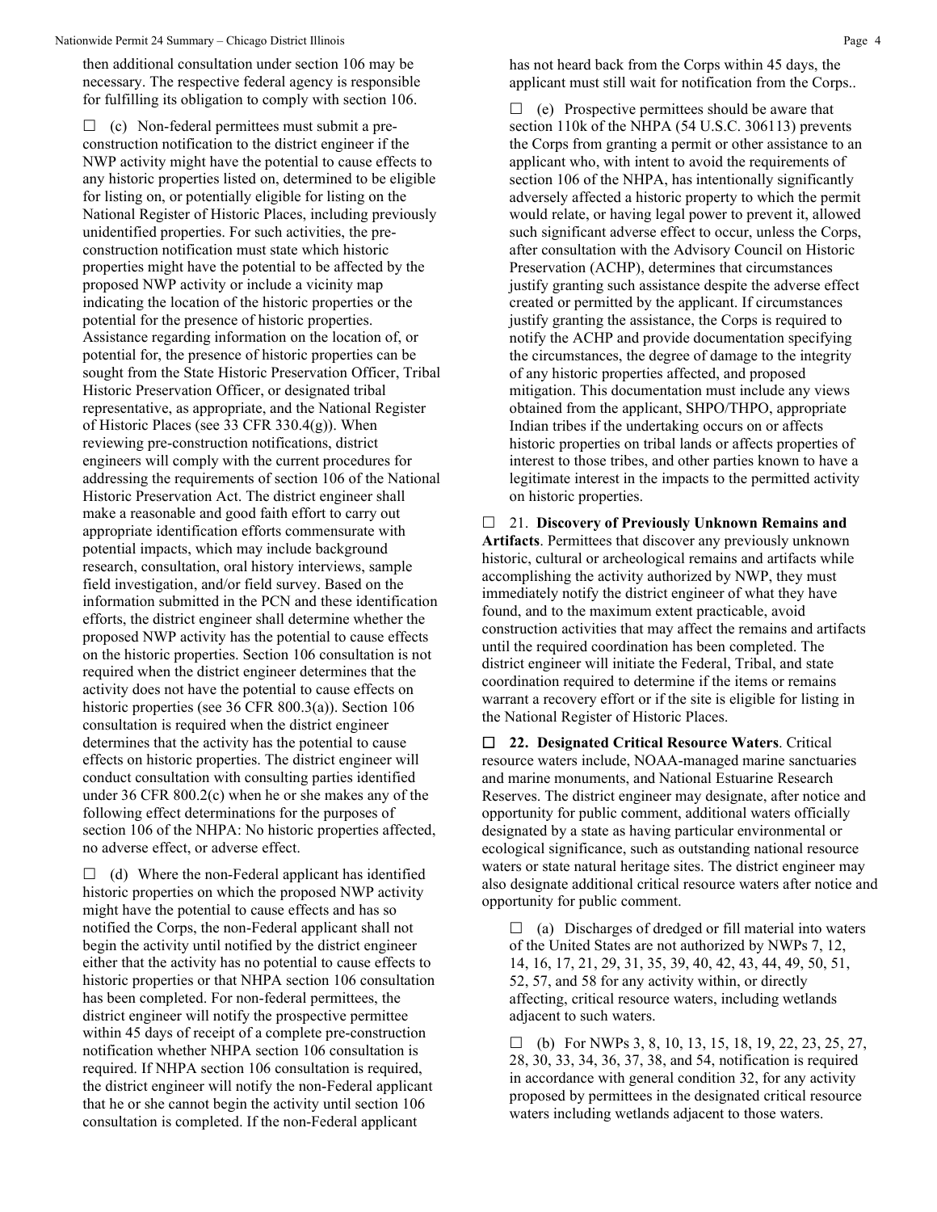then additional consultation under section 106 may be necessary. The respective federal agency is responsible for fulfilling its obligation to comply with section 106.

☐ (c) Non-federal permittees must submit a pre-construction notification to the district engineer if the NWP activity might have the potential to cause effects to any historic properties listed on, determined to be eligible for listing on, or potentially eligible for listing on the National Register of Historic Places, including previously unidentified properties. For such activities, the pre-construction notification must state which historic properties might have the potential to be affected by the proposed NWP activity or include a vicinity map indicating the location of the historic properties or the potential for the presence of historic properties. Assistance regarding information on the location of, or potential for, the presence of historic properties can be sought from the State Historic Preservation Officer, Tribal Historic Preservation Officer, or designated tribal representative, as appropriate, and the National Register of Historic Places (see 33 CFR 330.4(g)). When reviewing pre-construction notifications, district engineers will comply with the current procedures for addressing the requirements of section 106 of the National Historic Preservation Act. The district engineer shall make a reasonable and good faith effort to carry out appropriate identification efforts commensurate with potential impacts, which may include background research, consultation, oral history interviews, sample field investigation, and/or field survey. Based on the information submitted in the PCN and these identification efforts, the district engineer shall determine whether the proposed NWP activity has the potential to cause effects on the historic properties. Section 106 consultation is not required when the district engineer determines that the activity does not have the potential to cause effects on historic properties (see 36 CFR 800.3(a)). Section 106 consultation is required when the district engineer determines that the activity has the potential to cause effects on historic properties. The district engineer will conduct consultation with consulting parties identified under 36 CFR 800.2(c) when he or she makes any of the following effect determinations for the purposes of section 106 of the NHPA: No historic properties affected, no adverse effect, or adverse effect.

☐ (d) Where the non-Federal applicant has identified historic properties on which the proposed NWP activity might have the potential to cause effects and has so notified the Corps, the non-Federal applicant shall not begin the activity until notified by the district engineer either that the activity has no potential to cause effects to historic properties or that NHPA section 106 consultation has been completed. For non-federal permittees, the district engineer will notify the prospective permittee within 45 days of receipt of a complete pre-construction notification whether NHPA section 106 consultation is required. If NHPA section 106 consultation is required, the district engineer will notify the non-Federal applicant that he or she cannot begin the activity until section 106 consultation is completed. If the non-Federal applicant has not heard back from the Corps within 45 days, the applicant must still wait for notification from the Corps..

☐ (e) Prospective permittees should be aware that section 110k of the NHPA (54 U.S.C. 306113) prevents the Corps from granting a permit or other assistance to an applicant who, with intent to avoid the requirements of section 106 of the NHPA, has intentionally significantly adversely affected a historic property to which the permit would relate, or having legal power to prevent it, allowed such significant adverse effect to occur, unless the Corps, after consultation with the Advisory Council on Historic Preservation (ACHP), determines that circumstances justify granting such assistance despite the adverse effect created or permitted by the applicant. If circumstances justify granting the assistance, the Corps is required to notify the ACHP and provide documentation specifying the circumstances, the degree of damage to the integrity of any historic properties affected, and proposed mitigation. This documentation must include any views obtained from the applicant, SHPO/THPO, appropriate Indian tribes if the undertaking occurs on or affects historic properties on tribal lands or affects properties of interest to those tribes, and other parties known to have a legitimate interest in the impacts to the permitted activity on historic properties.

☐ 21. **Discovery of Previously Unknown Remains and Artifacts**. Permittees that discover any previously unknown historic, cultural or archeological remains and artifacts while accomplishing the activity authorized by NWP, they must immediately notify the district engineer of what they have found, and to the maximum extent practicable, avoid construction activities that may affect the remains and artifacts until the required coordination has been completed. The district engineer will initiate the Federal, Tribal, and state coordination required to determine if the items or remains warrant a recovery effort or if the site is eligible for listing in the National Register of Historic Places.

☐ **22. Designated Critical Resource Waters**. Critical resource waters include, NOAA-managed marine sanctuaries and marine monuments, and National Estuarine Research Reserves. The district engineer may designate, after notice and opportunity for public comment, additional waters officially designated by a state as having particular environmental or ecological significance, such as outstanding national resource waters or state natural heritage sites. The district engineer may also designate additional critical resource waters after notice and opportunity for public comment.

☐ (a) Discharges of dredged or fill material into waters of the United States are not authorized by NWPs 7, 12, 14, 16, 17, 21, 29, 31, 35, 39, 40, 42, 43, 44, 49, 50, 51, 52, 57, and 58 for any activity within, or directly affecting, critical resource waters, including wetlands adjacent to such waters.

☐ (b) For NWPs 3, 8, 10, 13, 15, 18, 19, 22, 23, 25, 27, 28, 30, 33, 34, 36, 37, 38, and 54, notification is required in accordance with general condition 32, for any activity proposed by permittees in the designated critical resource waters including wetlands adjacent to those waters.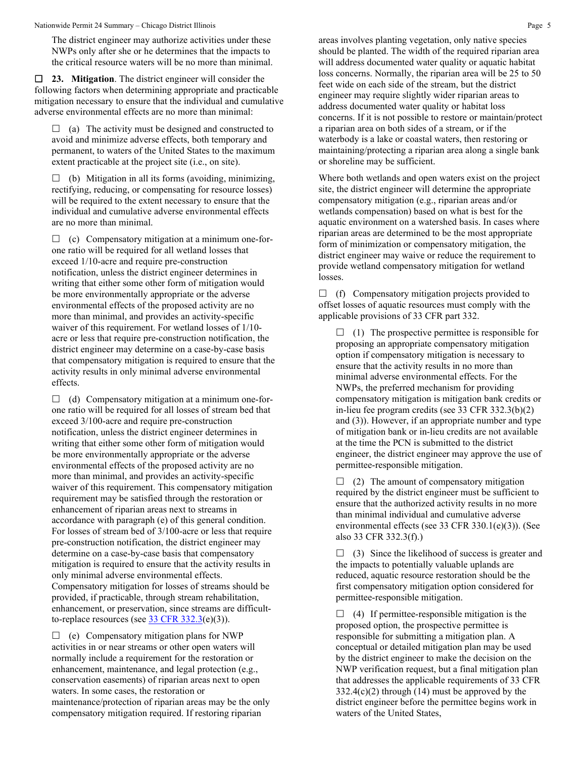The district engineer may authorize activities under these NWPs only after she or he determines that the impacts to the critical resource waters will be no more than minimal.

☐ **23. Mitigation**. The district engineer will consider the following factors when determining appropriate and practicable mitigation necessary to ensure that the individual and cumulative adverse environmental effects are no more than minimal:

☐ (a) The activity must be designed and constructed to avoid and minimize adverse effects, both temporary and permanent, to waters of the United States to the maximum extent practicable at the project site (i.e., on site).

☐ (b) Mitigation in all its forms (avoiding, minimizing, rectifying, reducing, or compensating for resource losses) will be required to the extent necessary to ensure that the individual and cumulative adverse environmental effects are no more than minimal.

☐ (c) Compensatory mitigation at a minimum one-for-one ratio will be required for all wetland losses that exceed 1/10-acre and require pre-construction notification, unless the district engineer determines in writing that either some other form of mitigation would be more environmentally appropriate or the adverse environmental effects of the proposed activity are no more than minimal, and provides an activity-specific waiver of this requirement. For wetland losses of 1/10-acre or less that require pre-construction notification, the district engineer may determine on a case-by-case basis that compensatory mitigation is required to ensure that the activity results in only minimal adverse environmental effects.

☐ (d) Compensatory mitigation at a minimum one-for-one ratio will be required for all losses of stream bed that exceed 3/100-acre and require pre-construction notification, unless the district engineer determines in writing that either some other form of mitigation would be more environmentally appropriate or the adverse environmental effects of the proposed activity are no more than minimal, and provides an activity-specific waiver of this requirement. This compensatory mitigation requirement may be satisfied through the restoration or enhancement of riparian areas next to streams in accordance with paragraph (e) of this general condition. For losses of stream bed of 3/100-acre or less that require pre-construction notification, the district engineer may determine on a case-by-case basis that compensatory mitigation is required to ensure that the activity results in only minimal adverse environmental effects. Compensatory mitigation for losses of streams should be provided, if practicable, through stream rehabilitation, enhancement, or preservation, since streams are difficult-to-replace resources (see 33 CFR 332.3(e)(3)).

☐ (e) Compensatory mitigation plans for NWP activities in or near streams or other open waters will normally include a requirement for the restoration or enhancement, maintenance, and legal protection (e.g., conservation easements) of riparian areas next to open waters. In some cases, the restoration or maintenance/protection of riparian areas may be the only compensatory mitigation required. If restoring riparian areas involves planting vegetation, only native species should be planted. The width of the required riparian area will address documented water quality or aquatic habitat loss concerns. Normally, the riparian area will be 25 to 50 feet wide on each side of the stream, but the district engineer may require slightly wider riparian areas to address documented water quality or habitat loss concerns. If it is not possible to restore or maintain/protect a riparian area on both sides of a stream, or if the waterbody is a lake or coastal waters, then restoring or maintaining/protecting a riparian area along a single bank or shoreline may be sufficient.

Where both wetlands and open waters exist on the project site, the district engineer will determine the appropriate compensatory mitigation (e.g., riparian areas and/or wetlands compensation) based on what is best for the aquatic environment on a watershed basis. In cases where riparian areas are determined to be the most appropriate form of minimization or compensatory mitigation, the district engineer may waive or reduce the requirement to provide wetland compensatory mitigation for wetland losses.

☐ (f) Compensatory mitigation projects provided to offset losses of aquatic resources must comply with the applicable provisions of 33 CFR part 332.

☐ (1) The prospective permittee is responsible for proposing an appropriate compensatory mitigation option if compensatory mitigation is necessary to ensure that the activity results in no more than minimal adverse environmental effects. For the NWPs, the preferred mechanism for providing compensatory mitigation is mitigation bank credits or in-lieu fee program credits (see 33 CFR 332.3(b)(2) and (3)). However, if an appropriate number and type of mitigation bank or in-lieu credits are not available at the time the PCN is submitted to the district engineer, the district engineer may approve the use of permittee-responsible mitigation.

☐ (2) The amount of compensatory mitigation required by the district engineer must be sufficient to ensure that the authorized activity results in no more than minimal individual and cumulative adverse environmental effects (see 33 CFR 330.1(e)(3)). (See also 33 CFR 332.3(f).)

☐ (3) Since the likelihood of success is greater and the impacts to potentially valuable uplands are reduced, aquatic resource restoration should be the first compensatory mitigation option considered for permittee-responsible mitigation.

☐ (4) If permittee-responsible mitigation is the proposed option, the prospective permittee is responsible for submitting a mitigation plan. A conceptual or detailed mitigation plan may be used by the district engineer to make the decision on the NWP verification request, but a final mitigation plan that addresses the applicable requirements of 33 CFR 332.4(c)(2) through (14) must be approved by the district engineer before the permittee begins work in waters of the United States,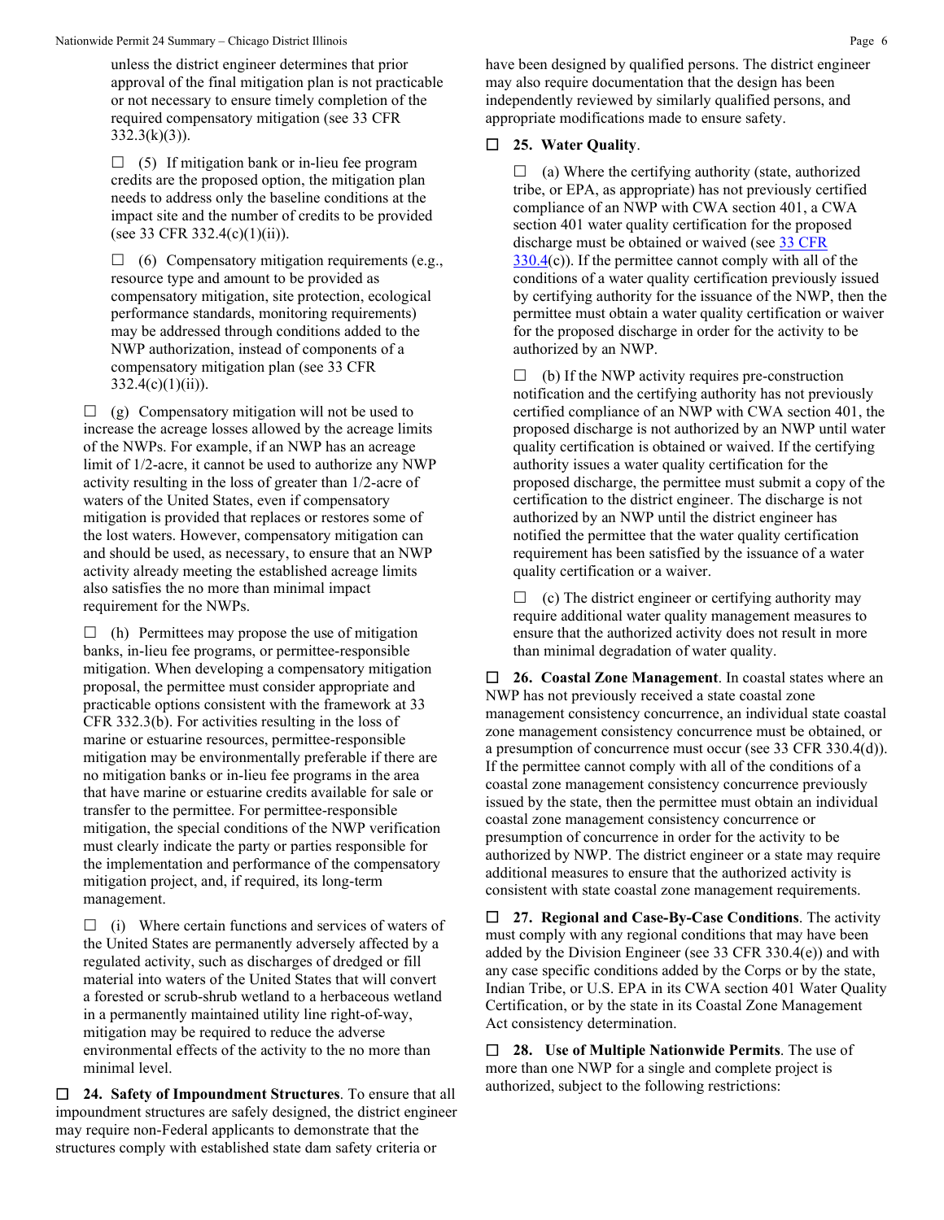unless the district engineer determines that prior approval of the final mitigation plan is not practicable or not necessary to ensure timely completion of the required compensatory mitigation (see 33 CFR 332.3(k)(3)).

☐ (5) If mitigation bank or in-lieu fee program credits are the proposed option, the mitigation plan needs to address only the baseline conditions at the impact site and the number of credits to be provided (see 33 CFR 332.4(c)(1)(ii)).

☐ (6) Compensatory mitigation requirements (e.g., resource type and amount to be provided as compensatory mitigation, site protection, ecological performance standards, monitoring requirements) may be addressed through conditions added to the NWP authorization, instead of components of a compensatory mitigation plan (see 33 CFR 332.4(c)(1)(ii)).

☐ (g) Compensatory mitigation will not be used to increase the acreage losses allowed by the acreage limits of the NWPs. For example, if an NWP has an acreage limit of 1/2-acre, it cannot be used to authorize any NWP activity resulting in the loss of greater than 1/2-acre of waters of the United States, even if compensatory mitigation is provided that replaces or restores some of the lost waters. However, compensatory mitigation can and should be used, as necessary, to ensure that an NWP activity already meeting the established acreage limits also satisfies the no more than minimal impact requirement for the NWPs.

☐ (h) Permittees may propose the use of mitigation banks, in-lieu fee programs, or permittee-responsible mitigation. When developing a compensatory mitigation proposal, the permittee must consider appropriate and practicable options consistent with the framework at 33 CFR 332.3(b). For activities resulting in the loss of marine or estuarine resources, permittee-responsible mitigation may be environmentally preferable if there are no mitigation banks or in-lieu fee programs in the area that have marine or estuarine credits available for sale or transfer to the permittee. For permittee-responsible mitigation, the special conditions of the NWP verification must clearly indicate the party or parties responsible for the implementation and performance of the compensatory mitigation project, and, if required, its long-term management.

☐ (i) Where certain functions and services of waters of the United States are permanently adversely affected by a regulated activity, such as discharges of dredged or fill material into waters of the United States that will convert a forested or scrub-shrub wetland to a herbaceous wetland in a permanently maintained utility line right-of-way, mitigation may be required to reduce the adverse environmental effects of the activity to the no more than minimal level.

☐ **24. Safety of Impoundment Structures**. To ensure that all impoundment structures are safely designed, the district engineer may require non-Federal applicants to demonstrate that the structures comply with established state dam safety criteria or have been designed by qualified persons. The district engineer may also require documentation that the design has been independently reviewed by similarly qualified persons, and appropriate modifications made to ensure safety.

☐ **25. Water Quality**.

☐ (a) Where the certifying authority (state, authorized tribe, or EPA, as appropriate) has not previously certified compliance of an NWP with CWA section 401, a CWA section 401 water quality certification for the proposed discharge must be obtained or waived (see 33 CFR 330.4(c)). If the permittee cannot comply with all of the conditions of a water quality certification previously issued by certifying authority for the issuance of the NWP, then the permittee must obtain a water quality certification or waiver for the proposed discharge in order for the activity to be authorized by an NWP.

☐ (b) If the NWP activity requires pre-construction notification and the certifying authority has not previously certified compliance of an NWP with CWA section 401, the proposed discharge is not authorized by an NWP until water quality certification is obtained or waived. If the certifying authority issues a water quality certification for the proposed discharge, the permittee must submit a copy of the certification to the district engineer. The discharge is not authorized by an NWP until the district engineer has notified the permittee that the water quality certification requirement has been satisfied by the issuance of a water quality certification or a waiver.

☐ (c) The district engineer or certifying authority may require additional water quality management measures to ensure that the authorized activity does not result in more than minimal degradation of water quality.

☐ **26. Coastal Zone Management**. In coastal states where an NWP has not previously received a state coastal zone management consistency concurrence, an individual state coastal zone management consistency concurrence must be obtained, or a presumption of concurrence must occur (see 33 CFR 330.4(d)). If the permittee cannot comply with all of the conditions of a coastal zone management consistency concurrence previously issued by the state, then the permittee must obtain an individual coastal zone management consistency concurrence or presumption of concurrence in order for the activity to be authorized by NWP. The district engineer or a state may require additional measures to ensure that the authorized activity is consistent with state coastal zone management requirements.

☐ **27. Regional and Case-By-Case Conditions**. The activity must comply with any regional conditions that may have been added by the Division Engineer (see 33 CFR 330.4(e)) and with any case specific conditions added by the Corps or by the state, Indian Tribe, or U.S. EPA in its CWA section 401 Water Quality Certification, or by the state in its Coastal Zone Management Act consistency determination.

☐ **28. Use of Multiple Nationwide Permits**. The use of more than one NWP for a single and complete project is authorized, subject to the following restrictions: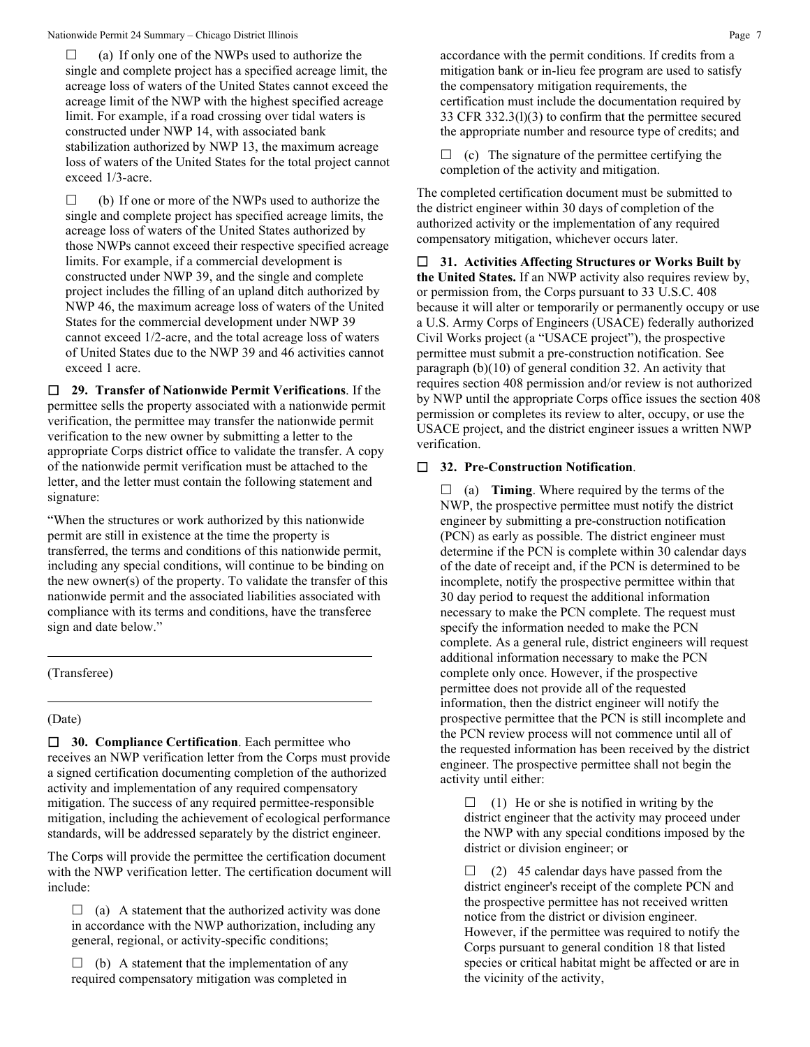☐ (a) If only one of the NWPs used to authorize the single and complete project has a specified acreage limit, the acreage loss of waters of the United States cannot exceed the acreage limit of the NWP with the highest specified acreage limit. For example, if a road crossing over tidal waters is constructed under NWP 14, with associated bank stabilization authorized by NWP 13, the maximum acreage loss of waters of the United States for the total project cannot exceed 1/3-acre.

☐ (b) If one or more of the NWPs used to authorize the single and complete project has specified acreage limits, the acreage loss of waters of the United States authorized by those NWPs cannot exceed their respective specified acreage limits. For example, if a commercial development is constructed under NWP 39, and the single and complete project includes the filling of an upland ditch authorized by NWP 46, the maximum acreage loss of waters of the United States for the commercial development under NWP 39 cannot exceed 1/2-acre, and the total acreage loss of waters of United States due to the NWP 39 and 46 activities cannot exceed 1 acre.

☐ **29. Transfer of Nationwide Permit Verifications**. If the permittee sells the property associated with a nationwide permit verification, the permittee may transfer the nationwide permit verification to the new owner by submitting a letter to the appropriate Corps district office to validate the transfer. A copy of the nationwide permit verification must be attached to the letter, and the letter must contain the following statement and signature:

"When the structures or work authorized by this nationwide permit are still in existence at the time the property is transferred, the terms and conditions of this nationwide permit, including any special conditions, will continue to be binding on the new owner(s) of the property. To validate the transfer of this nationwide permit and the associated liabilities associated with compliance with its terms and conditions, have the transferee sign and date below."

\_\_\_\_\_\_\_\_\_\_\_\_\_\_\_\_\_\_\_\_\_\_\_\_\_\_\_\_\_\_\_\_\_\_\_\_\_\_\_\_

(Transferee)

\_\_\_\_\_\_\_\_\_\_\_\_\_\_\_\_\_\_\_\_\_\_\_\_\_\_\_\_\_\_\_\_\_\_\_\_\_\_\_\_

(Date)

☐ **30. Compliance Certification**. Each permittee who receives an NWP verification letter from the Corps must provide a signed certification documenting completion of the authorized activity and implementation of any required compensatory mitigation. The success of any required permittee-responsible mitigation, including the achievement of ecological performance standards, will be addressed separately by the district engineer.

The Corps will provide the permittee the certification document with the NWP verification letter. The certification document will include:

☐ (a) A statement that the authorized activity was done in accordance with the NWP authorization, including any general, regional, or activity-specific conditions;

☐ (b) A statement that the implementation of any required compensatory mitigation was completed in accordance with the permit conditions. If credits from a mitigation bank or in-lieu fee program are used to satisfy the compensatory mitigation requirements, the certification must include the documentation required by 33 CFR 332.3(l)(3) to confirm that the permittee secured the appropriate number and resource type of credits; and

☐ (c) The signature of the permittee certifying the completion of the activity and mitigation.

The completed certification document must be submitted to the district engineer within 30 days of completion of the authorized activity or the implementation of any required compensatory mitigation, whichever occurs later.

☐ **31. Activities Affecting Structures or Works Built by the United States.** If an NWP activity also requires review by, or permission from, the Corps pursuant to 33 U.S.C. 408 because it will alter or temporarily or permanently occupy or use a U.S. Army Corps of Engineers (USACE) federally authorized Civil Works project (a "USACE project"), the prospective permittee must submit a pre-construction notification. See paragraph (b)(10) of general condition 32. An activity that requires section 408 permission and/or review is not authorized by NWP until the appropriate Corps office issues the section 408 permission or completes its review to alter, occupy, or use the USACE project, and the district engineer issues a written NWP verification.

☐ **32. Pre-Construction Notification**.

☐ (a) **Timing**. Where required by the terms of the NWP, the prospective permittee must notify the district engineer by submitting a pre-construction notification (PCN) as early as possible. The district engineer must determine if the PCN is complete within 30 calendar days of the date of receipt and, if the PCN is determined to be incomplete, notify the prospective permittee within that 30 day period to request the additional information necessary to make the PCN complete. The request must specify the information needed to make the PCN complete. As a general rule, district engineers will request additional information necessary to make the PCN complete only once. However, if the prospective permittee does not provide all of the requested information, then the district engineer will notify the prospective permittee that the PCN is still incomplete and the PCN review process will not commence until all of the requested information has been received by the district engineer. The prospective permittee shall not begin the activity until either:

☐ (1) He or she is notified in writing by the district engineer that the activity may proceed under the NWP with any special conditions imposed by the district or division engineer; or

☐ (2) 45 calendar days have passed from the district engineer's receipt of the complete PCN and the prospective permittee has not received written notice from the district or division engineer. However, if the permittee was required to notify the Corps pursuant to general condition 18 that listed species or critical habitat might be affected or are in the vicinity of the activity,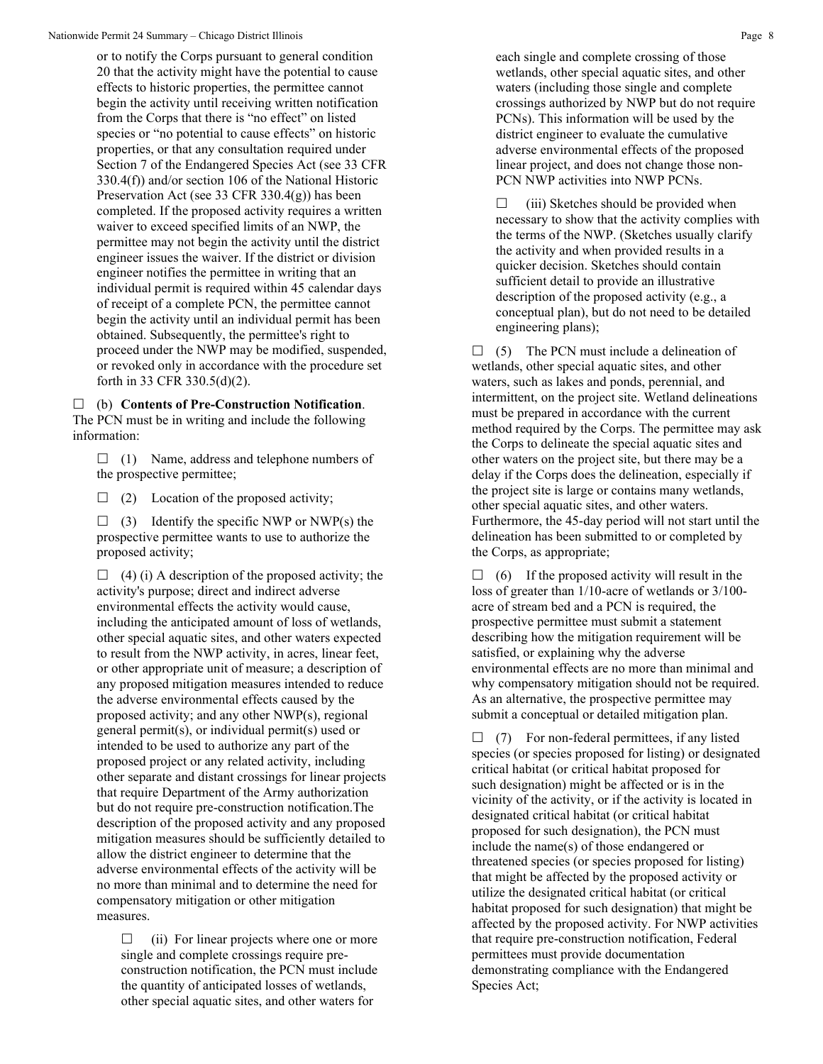or to notify the Corps pursuant to general condition 20 that the activity might have the potential to cause effects to historic properties, the permittee cannot begin the activity until receiving written notification from the Corps that there is "no effect" on listed species or "no potential to cause effects" on historic properties, or that any consultation required under Section 7 of the Endangered Species Act (see 33 CFR 330.4(f)) and/or section 106 of the National Historic Preservation Act (see 33 CFR 330.4(g)) has been completed. If the proposed activity requires a written waiver to exceed specified limits of an NWP, the permittee may not begin the activity until the district engineer issues the waiver. If the district or division engineer notifies the permittee in writing that an individual permit is required within 45 calendar days of receipt of a complete PCN, the permittee cannot begin the activity until an individual permit has been obtained. Subsequently, the permittee's right to proceed under the NWP may be modified, suspended, or revoked only in accordance with the procedure set forth in 33 CFR 330.5(d)(2).

☐ (b) **Contents of Pre-Construction Notification**. The PCN must be in writing and include the following information:

☐ (1) Name, address and telephone numbers of the prospective permittee;

☐ (2) Location of the proposed activity;

☐ (3) Identify the specific NWP or NWP(s) the prospective permittee wants to use to authorize the proposed activity;

☐ (4) (i) A description of the proposed activity; the activity's purpose; direct and indirect adverse environmental effects the activity would cause, including the anticipated amount of loss of wetlands, other special aquatic sites, and other waters expected to result from the NWP activity, in acres, linear feet, or other appropriate unit of measure; a description of any proposed mitigation measures intended to reduce the adverse environmental effects caused by the proposed activity; and any other NWP(s), regional general permit(s), or individual permit(s) used or intended to be used to authorize any part of the proposed project or any related activity, including other separate and distant crossings for linear projects that require Department of the Army authorization but do not require pre-construction notification.The description of the proposed activity and any proposed mitigation measures should be sufficiently detailed to allow the district engineer to determine that the adverse environmental effects of the activity will be no more than minimal and to determine the need for compensatory mitigation or other mitigation measures.

☐ (ii) For linear projects where one or more single and complete crossings require pre-construction notification, the PCN must include the quantity of anticipated losses of wetlands, other special aquatic sites, and other waters for each single and complete crossing of those wetlands, other special aquatic sites, and other waters (including those single and complete crossings authorized by NWP but do not require PCNs). This information will be used by the district engineer to evaluate the cumulative adverse environmental effects of the proposed linear project, and does not change those non-PCN NWP activities into NWP PCNs.

☐ (iii) Sketches should be provided when necessary to show that the activity complies with the terms of the NWP. (Sketches usually clarify the activity and when provided results in a quicker decision. Sketches should contain sufficient detail to provide an illustrative description of the proposed activity (e.g., a conceptual plan), but do not need to be detailed engineering plans);

☐ (5) The PCN must include a delineation of wetlands, other special aquatic sites, and other waters, such as lakes and ponds, perennial, and intermittent, on the project site. Wetland delineations must be prepared in accordance with the current method required by the Corps. The permittee may ask the Corps to delineate the special aquatic sites and other waters on the project site, but there may be a delay if the Corps does the delineation, especially if the project site is large or contains many wetlands, other special aquatic sites, and other waters. Furthermore, the 45-day period will not start until the delineation has been submitted to or completed by the Corps, as appropriate;

☐ (6) If the proposed activity will result in the loss of greater than 1/10-acre of wetlands or 3/100-acre of stream bed and a PCN is required, the prospective permittee must submit a statement describing how the mitigation requirement will be satisfied, or explaining why the adverse environmental effects are no more than minimal and why compensatory mitigation should not be required. As an alternative, the prospective permittee may submit a conceptual or detailed mitigation plan.

☐ (7) For non-federal permittees, if any listed species (or species proposed for listing) or designated critical habitat (or critical habitat proposed for such designation) might be affected or is in the vicinity of the activity, or if the activity is located in designated critical habitat (or critical habitat proposed for such designation), the PCN must include the name(s) of those endangered or threatened species (or species proposed for listing) that might be affected by the proposed activity or utilize the designated critical habitat (or critical habitat proposed for such designation) that might be affected by the proposed activity. For NWP activities that require pre-construction notification, Federal permittees must provide documentation demonstrating compliance with the Endangered Species Act;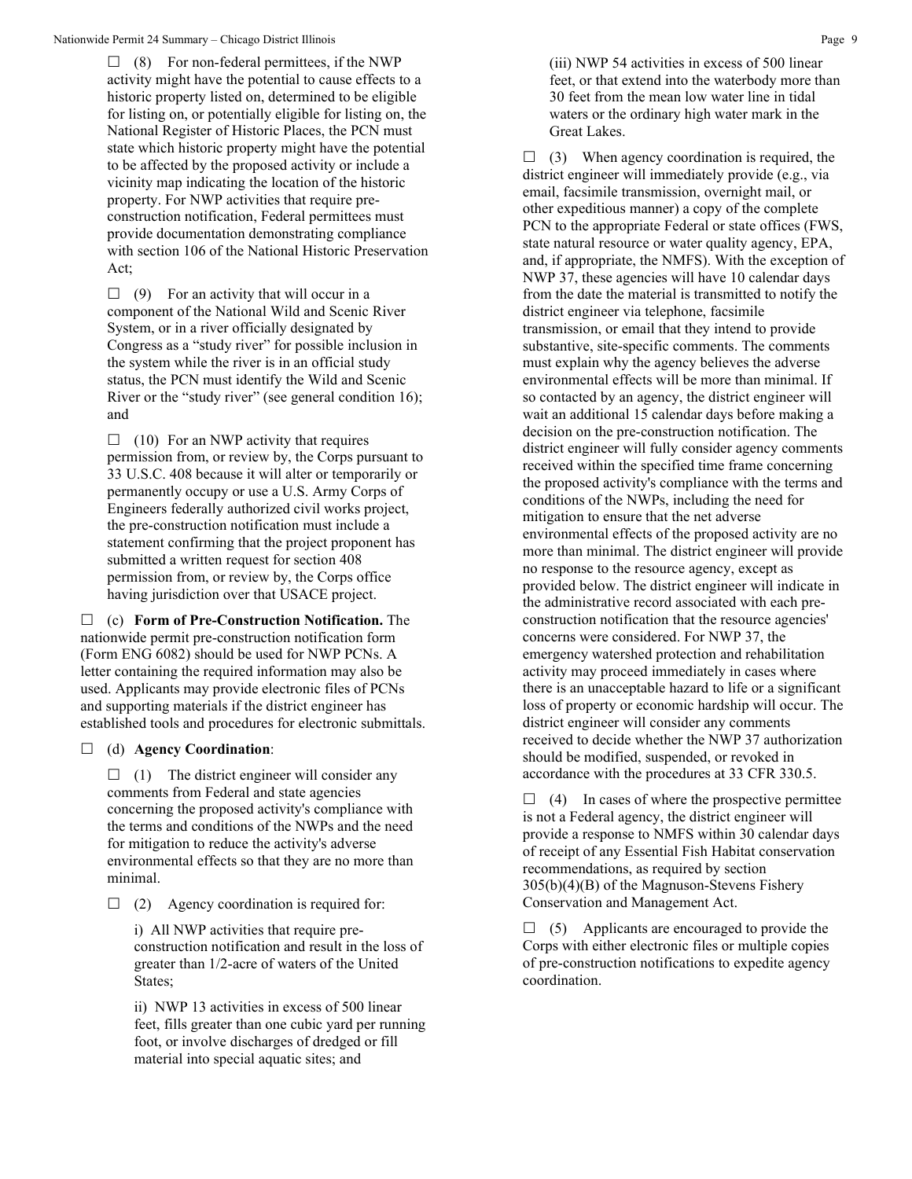☐ (8) For non-federal permittees, if the NWP activity might have the potential to cause effects to a historic property listed on, determined to be eligible for listing on, or potentially eligible for listing on, the National Register of Historic Places, the PCN must state which historic property might have the potential to be affected by the proposed activity or include a vicinity map indicating the location of the historic property. For NWP activities that require pre-construction notification, Federal permittees must provide documentation demonstrating compliance with section 106 of the National Historic Preservation Act;

☐ (9) For an activity that will occur in a component of the National Wild and Scenic River System, or in a river officially designated by Congress as a "study river" for possible inclusion in the system while the river is in an official study status, the PCN must identify the Wild and Scenic River or the "study river" (see general condition 16); and

☐ (10) For an NWP activity that requires permission from, or review by, the Corps pursuant to 33 U.S.C. 408 because it will alter or temporarily or permanently occupy or use a U.S. Army Corps of Engineers federally authorized civil works project, the pre-construction notification must include a statement confirming that the project proponent has submitted a written request for section 408 permission from, or review by, the Corps office having jurisdiction over that USACE project.

☐ (c) **Form of Pre-Construction Notification.** The nationwide permit pre-construction notification form (Form ENG 6082) should be used for NWP PCNs. A letter containing the required information may also be used. Applicants may provide electronic files of PCNs and supporting materials if the district engineer has established tools and procedures for electronic submittals.

☐ (d) **Agency Coordination**:

☐ (1) The district engineer will consider any comments from Federal and state agencies concerning the proposed activity's compliance with the terms and conditions of the NWPs and the need for mitigation to reduce the activity's adverse environmental effects so that they are no more than minimal.

☐ (2) Agency coordination is required for:

i) All NWP activities that require pre-construction notification and result in the loss of greater than 1/2-acre of waters of the United States;

ii) NWP 13 activities in excess of 500 linear feet, fills greater than one cubic yard per running foot, or involve discharges of dredged or fill material into special aquatic sites; and

(iii) NWP 54 activities in excess of 500 linear feet, or that extend into the waterbody more than 30 feet from the mean low water line in tidal waters or the ordinary high water mark in the Great Lakes.

☐ (3) When agency coordination is required, the district engineer will immediately provide (e.g., via email, facsimile transmission, overnight mail, or other expeditious manner) a copy of the complete PCN to the appropriate Federal or state offices (FWS, state natural resource or water quality agency, EPA, and, if appropriate, the NMFS). With the exception of NWP 37, these agencies will have 10 calendar days from the date the material is transmitted to notify the district engineer via telephone, facsimile transmission, or email that they intend to provide substantive, site-specific comments. The comments must explain why the agency believes the adverse environmental effects will be more than minimal. If so contacted by an agency, the district engineer will wait an additional 15 calendar days before making a decision on the pre-construction notification. The district engineer will fully consider agency comments received within the specified time frame concerning the proposed activity's compliance with the terms and conditions of the NWPs, including the need for mitigation to ensure that the net adverse environmental effects of the proposed activity are no more than minimal. The district engineer will provide no response to the resource agency, except as provided below. The district engineer will indicate in the administrative record associated with each pre-construction notification that the resource agencies' concerns were considered. For NWP 37, the emergency watershed protection and rehabilitation activity may proceed immediately in cases where there is an unacceptable hazard to life or a significant loss of property or economic hardship will occur. The district engineer will consider any comments received to decide whether the NWP 37 authorization should be modified, suspended, or revoked in accordance with the procedures at 33 CFR 330.5.

☐ (4) In cases of where the prospective permittee is not a Federal agency, the district engineer will provide a response to NMFS within 30 calendar days of receipt of any Essential Fish Habitat conservation recommendations, as required by section 305(b)(4)(B) of the Magnuson-Stevens Fishery Conservation and Management Act.

☐ (5) Applicants are encouraged to provide the Corps with either electronic files or multiple copies of pre-construction notifications to expedite agency coordination.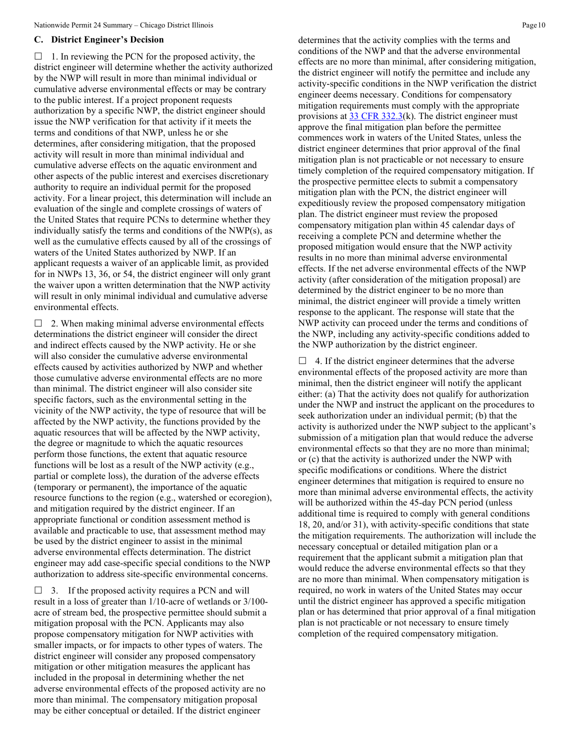### C. District Engineer's Decision

☐ 1. In reviewing the PCN for the proposed activity, the district engineer will determine whether the activity authorized by the NWP will result in more than minimal individual or cumulative adverse environmental effects or may be contrary to the public interest. If a project proponent requests authorization by a specific NWP, the district engineer should issue the NWP verification for that activity if it meets the terms and conditions of that NWP, unless he or she determines, after considering mitigation, that the proposed activity will result in more than minimal individual and cumulative adverse effects on the aquatic environment and other aspects of the public interest and exercises discretionary authority to require an individual permit for the proposed activity. For a linear project, this determination will include an evaluation of the single and complete crossings of waters of the United States that require PCNs to determine whether they individually satisfy the terms and conditions of the NWP(s), as well as the cumulative effects caused by all of the crossings of waters of the United States authorized by NWP. If an applicant requests a waiver of an applicable limit, as provided for in NWPs 13, 36, or 54, the district engineer will only grant the waiver upon a written determination that the NWP activity will result in only minimal individual and cumulative adverse environmental effects.

☐ 2. When making minimal adverse environmental effects determinations the district engineer will consider the direct and indirect effects caused by the NWP activity. He or she will also consider the cumulative adverse environmental effects caused by activities authorized by NWP and whether those cumulative adverse environmental effects are no more than minimal. The district engineer will also consider site specific factors, such as the environmental setting in the vicinity of the NWP activity, the type of resource that will be affected by the NWP activity, the functions provided by the aquatic resources that will be affected by the NWP activity, the degree or magnitude to which the aquatic resources perform those functions, the extent that aquatic resource functions will be lost as a result of the NWP activity (e.g., partial or complete loss), the duration of the adverse effects (temporary or permanent), the importance of the aquatic resource functions to the region (e.g., watershed or ecoregion), and mitigation required by the district engineer. If an appropriate functional or condition assessment method is available and practicable to use, that assessment method may be used by the district engineer to assist in the minimal adverse environmental effects determination. The district engineer may add case-specific special conditions to the NWP authorization to address site-specific environmental concerns.

☐ 3. If the proposed activity requires a PCN and will result in a loss of greater than 1/10-acre of wetlands or 3/100-acre of stream bed, the prospective permittee should submit a mitigation proposal with the PCN. Applicants may also propose compensatory mitigation for NWP activities with smaller impacts, or for impacts to other types of waters. The district engineer will consider any proposed compensatory mitigation or other mitigation measures the applicant has included in the proposal in determining whether the net adverse environmental effects of the proposed activity are no more than minimal. The compensatory mitigation proposal may be either conceptual or detailed. If the district engineer determines that the activity complies with the terms and conditions of the NWP and that the adverse environmental effects are no more than minimal, after considering mitigation, the district engineer will notify the permittee and include any activity-specific conditions in the NWP verification the district engineer deems necessary. Conditions for compensatory mitigation requirements must comply with the appropriate provisions at 33 CFR 332.3(k). The district engineer must approve the final mitigation plan before the permittee commences work in waters of the United States, unless the district engineer determines that prior approval of the final mitigation plan is not practicable or not necessary to ensure timely completion of the required compensatory mitigation. If the prospective permittee elects to submit a compensatory mitigation plan with the PCN, the district engineer will expeditiously review the proposed compensatory mitigation plan. The district engineer must review the proposed compensatory mitigation plan within 45 calendar days of receiving a complete PCN and determine whether the proposed mitigation would ensure that the NWP activity results in no more than minimal adverse environmental effects. If the net adverse environmental effects of the NWP activity (after consideration of the mitigation proposal) are determined by the district engineer to be no more than minimal, the district engineer will provide a timely written response to the applicant. The response will state that the NWP activity can proceed under the terms and conditions of the NWP, including any activity-specific conditions added to the NWP authorization by the district engineer.

☐ 4. If the district engineer determines that the adverse environmental effects of the proposed activity are more than minimal, then the district engineer will notify the applicant either: (a) That the activity does not qualify for authorization under the NWP and instruct the applicant on the procedures to seek authorization under an individual permit; (b) that the activity is authorized under the NWP subject to the applicant's submission of a mitigation plan that would reduce the adverse environmental effects so that they are no more than minimal; or (c) that the activity is authorized under the NWP with specific modifications or conditions. Where the district engineer determines that mitigation is required to ensure no more than minimal adverse environmental effects, the activity will be authorized within the 45-day PCN period (unless additional time is required to comply with general conditions 18, 20, and/or 31), with activity-specific conditions that state the mitigation requirements. The authorization will include the necessary conceptual or detailed mitigation plan or a requirement that the applicant submit a mitigation plan that would reduce the adverse environmental effects so that they are no more than minimal. When compensatory mitigation is required, no work in waters of the United States may occur until the district engineer has approved a specific mitigation plan or has determined that prior approval of a final mitigation plan is not practicable or not necessary to ensure timely completion of the required compensatory mitigation.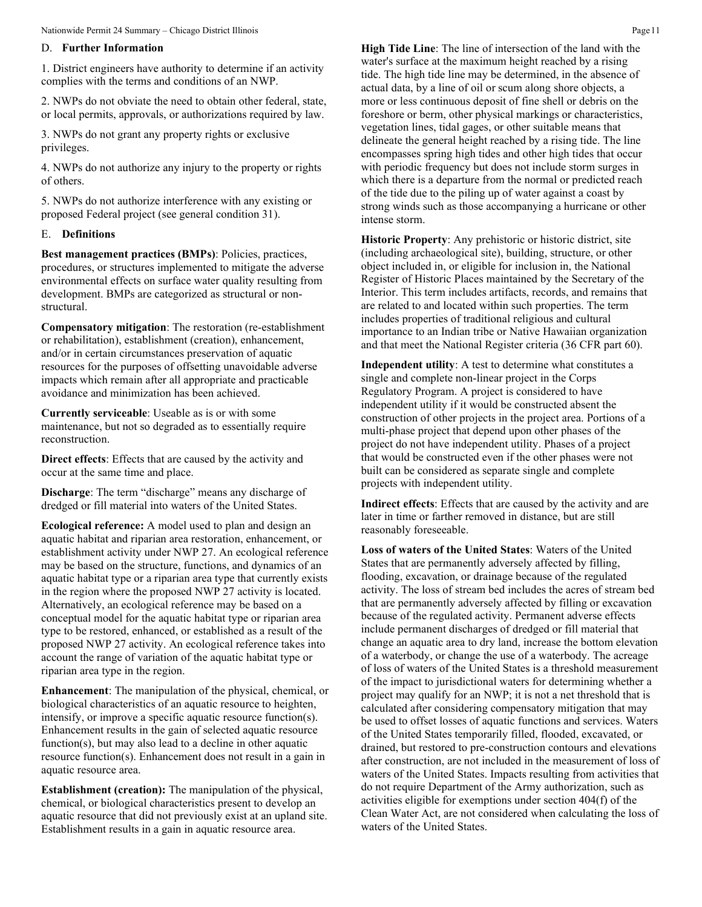## D. Further Information

1. District engineers have authority to determine if an activity complies with the terms and conditions of an NWP.

2. NWPs do not obviate the need to obtain other federal, state, or local permits, approvals, or authorizations required by law.

3. NWPs do not grant any property rights or exclusive privileges.

4. NWPs do not authorize any injury to the property or rights of others.

5. NWPs do not authorize interference with any existing or proposed Federal project (see general condition 31).

## E. Definitions

**Best management practices (BMPs)**: Policies, practices, procedures, or structures implemented to mitigate the adverse environmental effects on surface water quality resulting from development. BMPs are categorized as structural or non-structural.

**Compensatory mitigation**: The restoration (re-establishment or rehabilitation), establishment (creation), enhancement, and/or in certain circumstances preservation of aquatic resources for the purposes of offsetting unavoidable adverse impacts which remain after all appropriate and practicable avoidance and minimization has been achieved.

**Currently serviceable**: Useable as is or with some maintenance, but not so degraded as to essentially require reconstruction.

**Direct effects**: Effects that are caused by the activity and occur at the same time and place.

**Discharge**: The term "discharge" means any discharge of dredged or fill material into waters of the United States.

**Ecological reference:** A model used to plan and design an aquatic habitat and riparian area restoration, enhancement, or establishment activity under NWP 27. An ecological reference may be based on the structure, functions, and dynamics of an aquatic habitat type or a riparian area type that currently exists in the region where the proposed NWP 27 activity is located. Alternatively, an ecological reference may be based on a conceptual model for the aquatic habitat type or riparian area type to be restored, enhanced, or established as a result of the proposed NWP 27 activity. An ecological reference takes into account the range of variation of the aquatic habitat type or riparian area type in the region.

**Enhancement**: The manipulation of the physical, chemical, or biological characteristics of an aquatic resource to heighten, intensify, or improve a specific aquatic resource function(s). Enhancement results in the gain of selected aquatic resource function(s), but may also lead to a decline in other aquatic resource function(s). Enhancement does not result in a gain in aquatic resource area.

**Establishment (creation):** The manipulation of the physical, chemical, or biological characteristics present to develop an aquatic resource that did not previously exist at an upland site. Establishment results in a gain in aquatic resource area.

**High Tide Line**: The line of intersection of the land with the water's surface at the maximum height reached by a rising tide. The high tide line may be determined, in the absence of actual data, by a line of oil or scum along shore objects, a more or less continuous deposit of fine shell or debris on the foreshore or berm, other physical markings or characteristics, vegetation lines, tidal gages, or other suitable means that delineate the general height reached by a rising tide. The line encompasses spring high tides and other high tides that occur with periodic frequency but does not include storm surges in which there is a departure from the normal or predicted reach of the tide due to the piling up of water against a coast by strong winds such as those accompanying a hurricane or other intense storm.

**Historic Property**: Any prehistoric or historic district, site (including archaeological site), building, structure, or other object included in, or eligible for inclusion in, the National Register of Historic Places maintained by the Secretary of the Interior. This term includes artifacts, records, and remains that are related to and located within such properties. The term includes properties of traditional religious and cultural importance to an Indian tribe or Native Hawaiian organization and that meet the National Register criteria (36 CFR part 60).

**Independent utility**: A test to determine what constitutes a single and complete non-linear project in the Corps Regulatory Program. A project is considered to have independent utility if it would be constructed absent the construction of other projects in the project area. Portions of a multi-phase project that depend upon other phases of the project do not have independent utility. Phases of a project that would be constructed even if the other phases were not built can be considered as separate single and complete projects with independent utility.

**Indirect effects**: Effects that are caused by the activity and are later in time or farther removed in distance, but are still reasonably foreseeable.

**Loss of waters of the United States**: Waters of the United States that are permanently adversely affected by filling, flooding, excavation, or drainage because of the regulated activity. The loss of stream bed includes the acres of stream bed that are permanently adversely affected by filling or excavation because of the regulated activity. Permanent adverse effects include permanent discharges of dredged or fill material that change an aquatic area to dry land, increase the bottom elevation of a waterbody, or change the use of a waterbody. The acreage of loss of waters of the United States is a threshold measurement of the impact to jurisdictional waters for determining whether a project may qualify for an NWP; it is not a net threshold that is calculated after considering compensatory mitigation that may be used to offset losses of aquatic functions and services. Waters of the United States temporarily filled, flooded, excavated, or drained, but restored to pre-construction contours and elevations after construction, are not included in the measurement of loss of waters of the United States. Impacts resulting from activities that do not require Department of the Army authorization, such as activities eligible for exemptions under section 404(f) of the Clean Water Act, are not considered when calculating the loss of waters of the United States.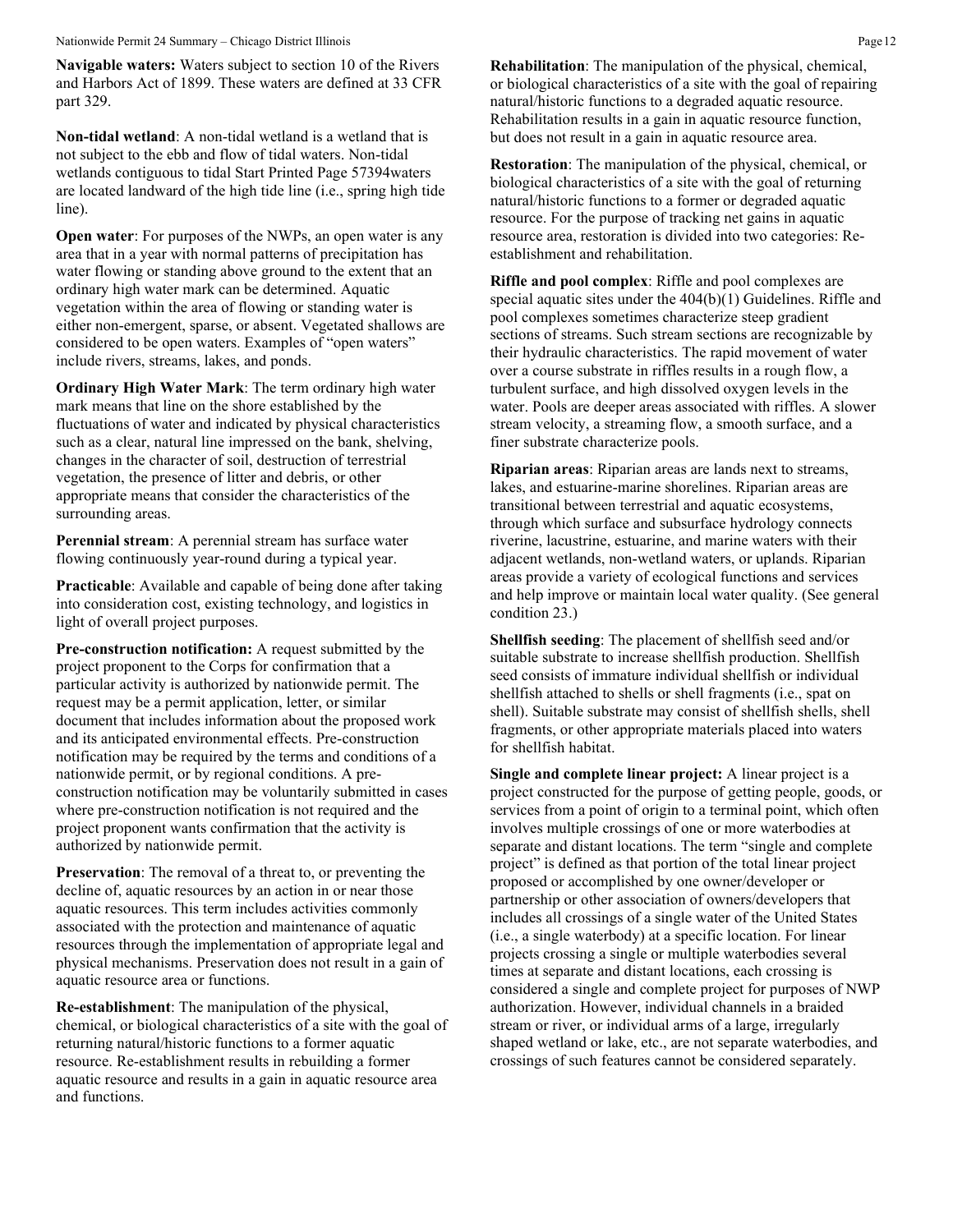**Navigable waters:** Waters subject to section 10 of the Rivers and Harbors Act of 1899. These waters are defined at 33 CFR part 329.

**Non-tidal wetland**: A non-tidal wetland is a wetland that is not subject to the ebb and flow of tidal waters. Non-tidal wetlands contiguous to tidal Start Printed Page 57394waters are located landward of the high tide line (i.e., spring high tide line).

**Open water**: For purposes of the NWPs, an open water is any area that in a year with normal patterns of precipitation has water flowing or standing above ground to the extent that an ordinary high water mark can be determined. Aquatic vegetation within the area of flowing or standing water is either non-emergent, sparse, or absent. Vegetated shallows are considered to be open waters. Examples of "open waters" include rivers, streams, lakes, and ponds.

**Ordinary High Water Mark**: The term ordinary high water mark means that line on the shore established by the fluctuations of water and indicated by physical characteristics such as a clear, natural line impressed on the bank, shelving, changes in the character of soil, destruction of terrestrial vegetation, the presence of litter and debris, or other appropriate means that consider the characteristics of the surrounding areas.

**Perennial stream**: A perennial stream has surface water flowing continuously year-round during a typical year.

**Practicable**: Available and capable of being done after taking into consideration cost, existing technology, and logistics in light of overall project purposes.

**Pre-construction notification:** A request submitted by the project proponent to the Corps for confirmation that a particular activity is authorized by nationwide permit. The request may be a permit application, letter, or similar document that includes information about the proposed work and its anticipated environmental effects. Pre-construction notification may be required by the terms and conditions of a nationwide permit, or by regional conditions. A pre-construction notification may be voluntarily submitted in cases where pre-construction notification is not required and the project proponent wants confirmation that the activity is authorized by nationwide permit.

**Preservation**: The removal of a threat to, or preventing the decline of, aquatic resources by an action in or near those aquatic resources. This term includes activities commonly associated with the protection and maintenance of aquatic resources through the implementation of appropriate legal and physical mechanisms. Preservation does not result in a gain of aquatic resource area or functions.

**Re-establishment**: The manipulation of the physical, chemical, or biological characteristics of a site with the goal of returning natural/historic functions to a former aquatic resource. Re-establishment results in rebuilding a former aquatic resource and results in a gain in aquatic resource area and functions.

**Rehabilitation**: The manipulation of the physical, chemical, or biological characteristics of a site with the goal of repairing natural/historic functions to a degraded aquatic resource. Rehabilitation results in a gain in aquatic resource function, but does not result in a gain in aquatic resource area.

**Restoration**: The manipulation of the physical, chemical, or biological characteristics of a site with the goal of returning natural/historic functions to a former or degraded aquatic resource. For the purpose of tracking net gains in aquatic resource area, restoration is divided into two categories: Re-establishment and rehabilitation.

**Riffle and pool complex**: Riffle and pool complexes are special aquatic sites under the 404(b)(1) Guidelines. Riffle and pool complexes sometimes characterize steep gradient sections of streams. Such stream sections are recognizable by their hydraulic characteristics. The rapid movement of water over a course substrate in riffles results in a rough flow, a turbulent surface, and high dissolved oxygen levels in the water. Pools are deeper areas associated with riffles. A slower stream velocity, a streaming flow, a smooth surface, and a finer substrate characterize pools.

**Riparian areas**: Riparian areas are lands next to streams, lakes, and estuarine-marine shorelines. Riparian areas are transitional between terrestrial and aquatic ecosystems, through which surface and subsurface hydrology connects riverine, lacustrine, estuarine, and marine waters with their adjacent wetlands, non-wetland waters, or uplands. Riparian areas provide a variety of ecological functions and services and help improve or maintain local water quality. (See general condition 23.)

**Shellfish seeding**: The placement of shellfish seed and/or suitable substrate to increase shellfish production. Shellfish seed consists of immature individual shellfish or individual shellfish attached to shells or shell fragments (i.e., spat on shell). Suitable substrate may consist of shellfish shells, shell fragments, or other appropriate materials placed into waters for shellfish habitat.

**Single and complete linear project:** A linear project is a project constructed for the purpose of getting people, goods, or services from a point of origin to a terminal point, which often involves multiple crossings of one or more waterbodies at separate and distant locations. The term "single and complete project" is defined as that portion of the total linear project proposed or accomplished by one owner/developer or partnership or other association of owners/developers that includes all crossings of a single water of the United States (i.e., a single waterbody) at a specific location. For linear projects crossing a single or multiple waterbodies several times at separate and distant locations, each crossing is considered a single and complete project for purposes of NWP authorization. However, individual channels in a braided stream or river, or individual arms of a large, irregularly shaped wetland or lake, etc., are not separate waterbodies, and crossings of such features cannot be considered separately.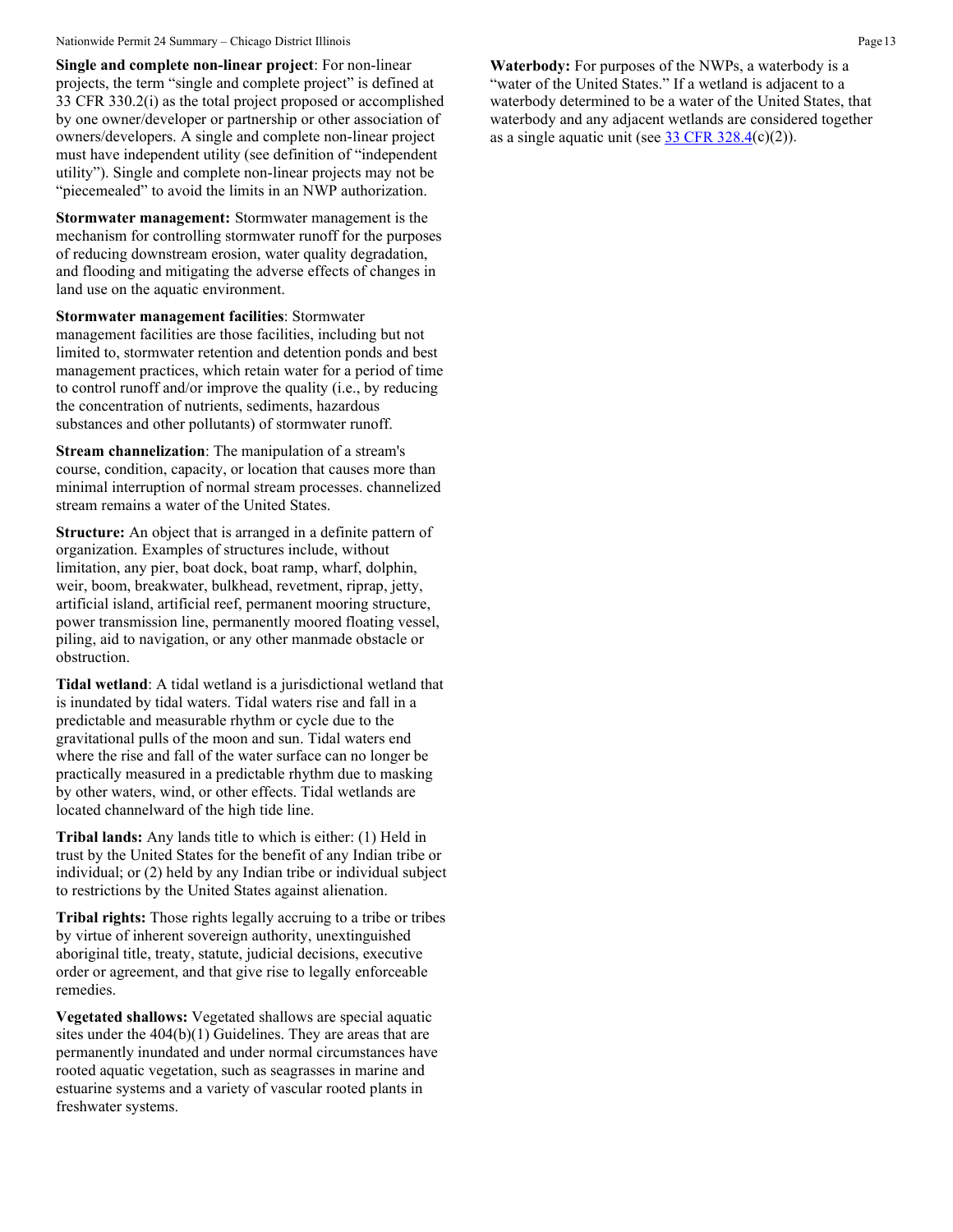**Single and complete non-linear project**: For non-linear projects, the term "single and complete project" is defined at 33 CFR 330.2(i) as the total project proposed or accomplished by one owner/developer or partnership or other association of owners/developers. A single and complete non-linear project must have independent utility (see definition of "independent utility"). Single and complete non-linear projects may not be "piecemealed" to avoid the limits in an NWP authorization.

**Stormwater management:** Stormwater management is the mechanism for controlling stormwater runoff for the purposes of reducing downstream erosion, water quality degradation, and flooding and mitigating the adverse effects of changes in land use on the aquatic environment.

**Stormwater management facilities**: Stormwater management facilities are those facilities, including but not limited to, stormwater retention and detention ponds and best management practices, which retain water for a period of time to control runoff and/or improve the quality (i.e., by reducing the concentration of nutrients, sediments, hazardous substances and other pollutants) of stormwater runoff.

**Stream channelization**: The manipulation of a stream's course, condition, capacity, or location that causes more than minimal interruption of normal stream processes. channelized stream remains a water of the United States.

**Structure:** An object that is arranged in a definite pattern of organization. Examples of structures include, without limitation, any pier, boat dock, boat ramp, wharf, dolphin, weir, boom, breakwater, bulkhead, revetment, riprap, jetty, artificial island, artificial reef, permanent mooring structure, power transmission line, permanently moored floating vessel, piling, aid to navigation, or any other manmade obstacle or obstruction.

**Tidal wetland**: A tidal wetland is a jurisdictional wetland that is inundated by tidal waters. Tidal waters rise and fall in a predictable and measurable rhythm or cycle due to the gravitational pulls of the moon and sun. Tidal waters end where the rise and fall of the water surface can no longer be practically measured in a predictable rhythm due to masking by other waters, wind, or other effects. Tidal wetlands are located channelward of the high tide line.

**Tribal lands:** Any lands title to which is either: (1) Held in trust by the United States for the benefit of any Indian tribe or individual; or (2) held by any Indian tribe or individual subject to restrictions by the United States against alienation.

**Tribal rights:** Those rights legally accruing to a tribe or tribes by virtue of inherent sovereign authority, unextinguished aboriginal title, treaty, statute, judicial decisions, executive order or agreement, and that give rise to legally enforceable remedies.

**Vegetated shallows:** Vegetated shallows are special aquatic sites under the 404(b)(1) Guidelines. They are areas that are permanently inundated and under normal circumstances have rooted aquatic vegetation, such as seagrasses in marine and estuarine systems and a variety of vascular rooted plants in freshwater systems.

**Waterbody:** For purposes of the NWPs, a waterbody is a "water of the United States." If a wetland is adjacent to a waterbody determined to be a water of the United States, that waterbody and any adjacent wetlands are considered together as a single aquatic unit (see 33 CFR 328.4(c)(2)).